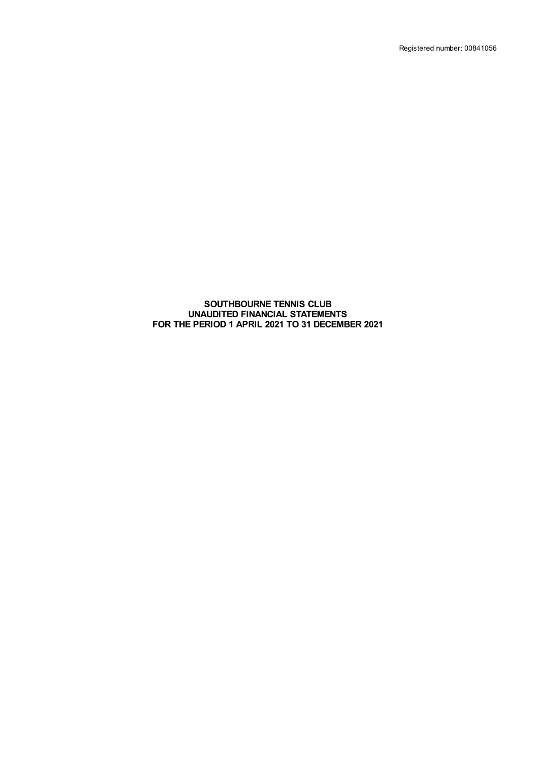Registered number: 00841056

# SOUTHBOURNE TENNIS CLUB
# UNAUDITED FINANCIAL STATEMENTS
# FOR THE PERIOD 1 APRIL 2021 TO 31 DECEMBER 2021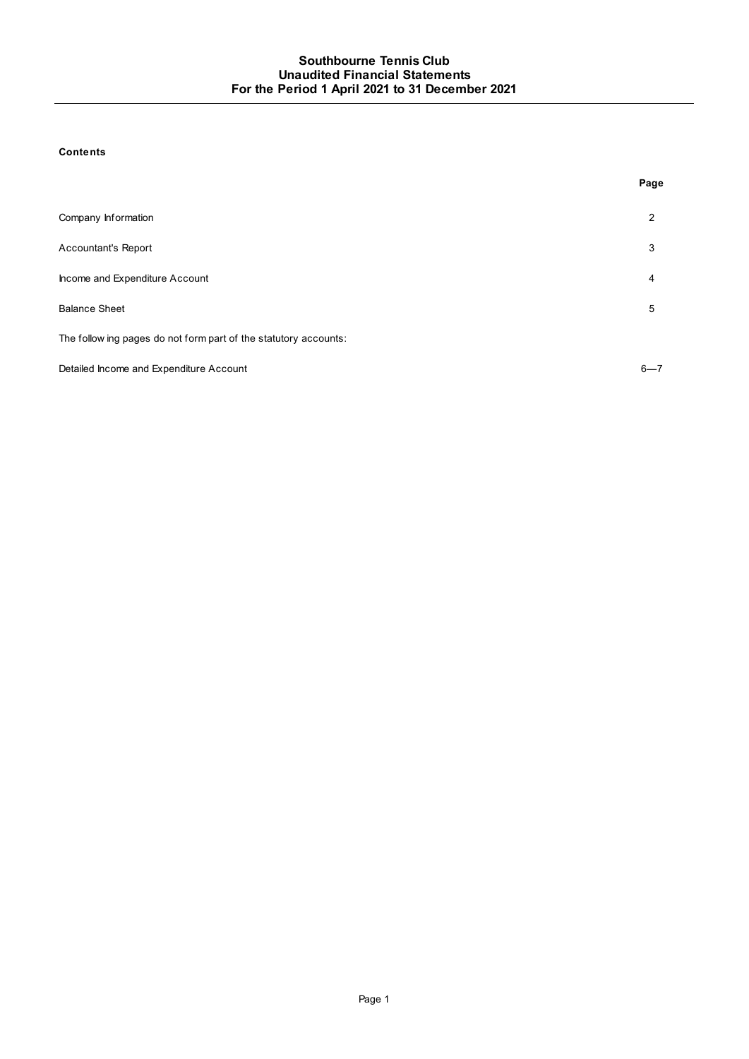# Southbourne Tennis Club
## Unaudited Financial Statements
## For the Period 1 April 2021 to 31 December 2021

**Contents**

| | Page |
|---|---|
| Company Information | 2 |
| Accountant's Report | 3 |
| Income and Expenditure Account | 4 |
| Balance Sheet | 5 |
| The following pages do not form part of the statutory accounts: | |
| Detailed Income and Expenditure Account | 6—7 |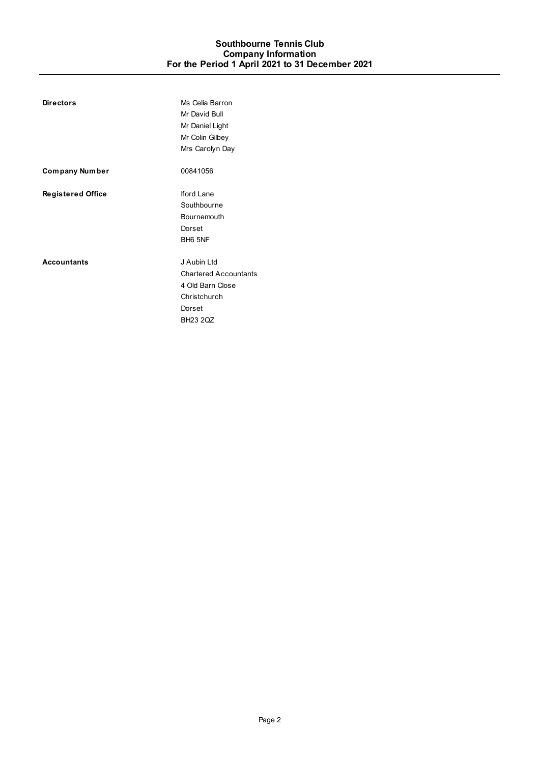# Southbourne Tennis Club
## Company Information
### For the Period 1 April 2021 to 31 December 2021

| | |
|---|---|
| **Directors** | Ms Celia Barron<br>Mr David Bull<br>Mr Daniel Light<br>Mr Colin Gilbey<br>Mrs Carolyn Day |
| **Company Number** | 00841056 |
| **Registered Office** | Iford Lane<br>Southbourne<br>Bournemouth<br>Dorset<br>BH6 5NF |
| **Accountants** | J Aubin Ltd<br>Chartered Accountants<br>4 Old Barn Close<br>Christchurch<br>Dorset<br>BH23 2QZ |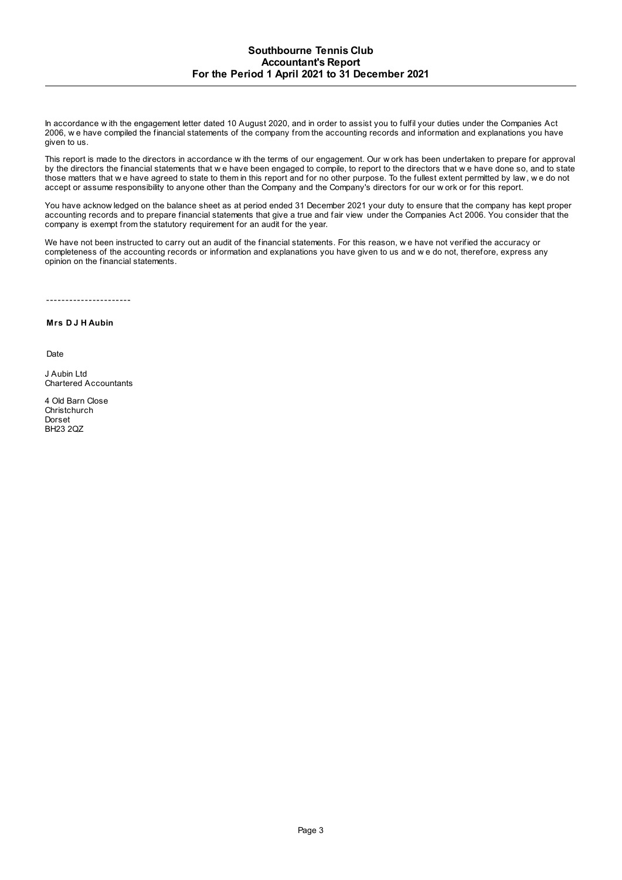# Southbourne Tennis Club
## Accountant's Report
### For the Period 1 April 2021 to 31 December 2021

In accordance with the engagement letter dated 10 August 2020, and in order to assist you to fulfil your duties under the Companies Act 2006, we have compiled the financial statements of the company from the accounting records and information and explanations you have given to us.

This report is made to the directors in accordance with the terms of our engagement. Our work has been undertaken to prepare for approval by the directors the financial statements that we have been engaged to compile, to report to the directors that we have done so, and to state those matters that we have agreed to state to them in this report and for no other purpose. To the fullest extent permitted by law, we do not accept or assume responsibility to anyone other than the Company and the Company's directors for our work or for this report.

You have acknowledged on the balance sheet as at period ended 31 December 2021 your duty to ensure that the company has kept proper accounting records and to prepare financial statements that give a true and fair view under the Companies Act 2006. You consider that the company is exempt from the statutory requirement for an audit for the year.

We have not been instructed to carry out an audit of the financial statements. For this reason, we have not verified the accuracy or completeness of the accounting records or information and explanations you have given to us and we do not, therefore, express any opinion on the financial statements.

----------------------

**Mrs D J H Aubin**

Date

J Aubin Ltd
Chartered Accountants

4 Old Barn Close
Christchurch
Dorset
BH23 2QZ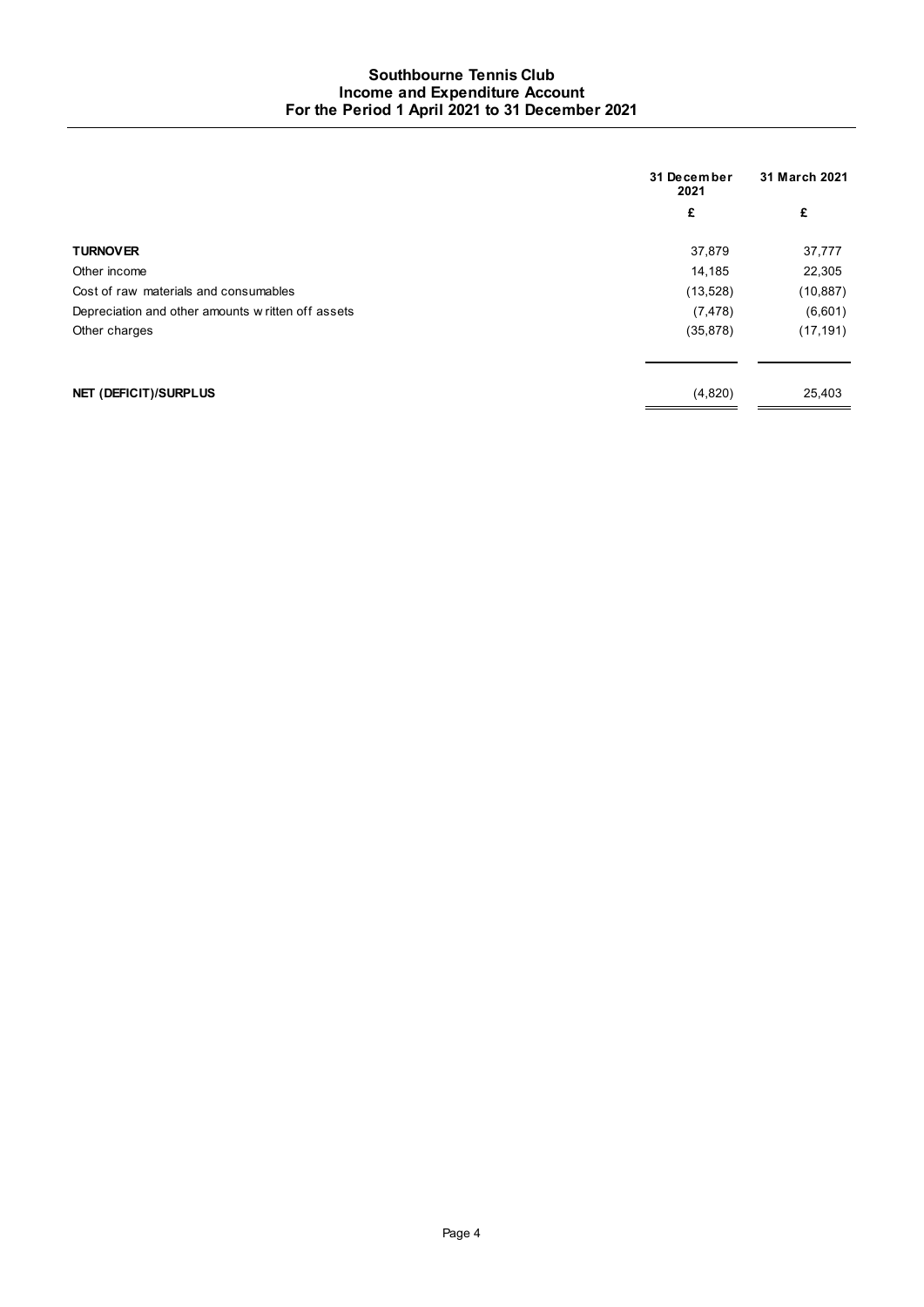# Southbourne Tennis Club
## Income and Expenditure Account
### For the Period 1 April 2021 to 31 December 2021

| | 31 December 2021 | 31 March 2021 |
|---|---|---|
| | £ | £ |
| **TURNOVER** | 37,879 | 37,777 |
| Other income | 14,185 | 22,305 |
| Cost of raw materials and consumables | (13,528) | (10,887) |
| Depreciation and other amounts written off assets | (7,478) | (6,601) |
| Other charges | (35,878) | (17,191) |
| **NET (DEFICIT)/SURPLUS** | (4,820) | 25,403 |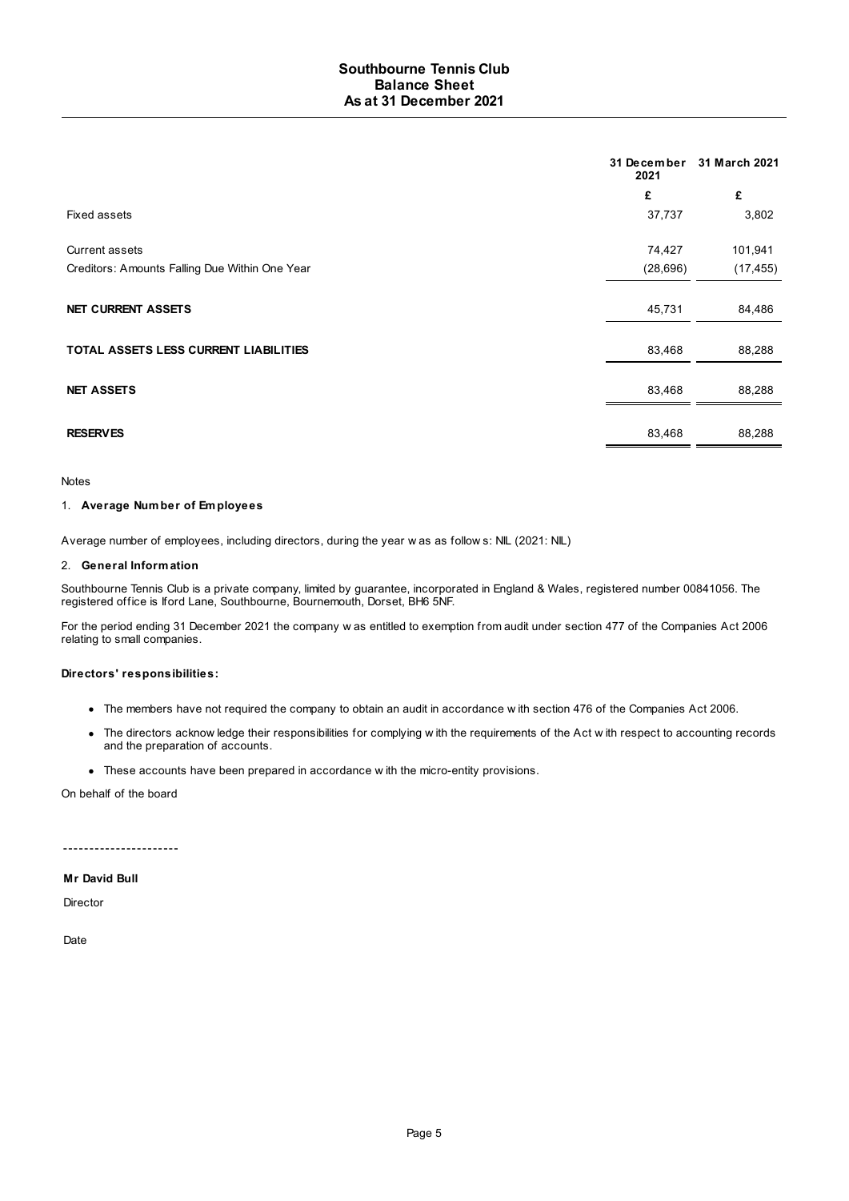# Southbourne Tennis Club
## Balance Sheet
## As at 31 December 2021

| | 31 December 2021 | 31 March 2021 |
|---|---|---|
| | £ | £ |
| Fixed assets | 37,737 | 3,802 |
| Current assets | 74,427 | 101,941 |
| Creditors: Amounts Falling Due Within One Year | (28,696) | (17,455) |
| **NET CURRENT ASSETS** | 45,731 | 84,486 |
| **TOTAL ASSETS LESS CURRENT LIABILITIES** | 83,468 | 88,288 |
| **NET ASSETS** | 83,468 | 88,288 |
| **RESERVES** | 83,468 | 88,288 |

Notes

1. **Average Number of Employees**

Average number of employees, including directors, during the year was as follows: NIL (2021: NIL)

2. **General Information**

Southbourne Tennis Club is a private company, limited by guarantee, incorporated in England & Wales, registered number 00841056. The registered office is Iford Lane, Southbourne, Bournemouth, Dorset, BH6 5NF.

For the period ending 31 December 2021 the company was entitled to exemption from audit under section 477 of the Companies Act 2006 relating to small companies.

**Directors' responsibilities:**

- The members have not required the company to obtain an audit in accordance with section 476 of the Companies Act 2006.
- The directors acknowledge their responsibilities for complying with the requirements of the Act with respect to accounting records and the preparation of accounts.
- These accounts have been prepared in accordance with the micro-entity provisions.

On behalf of the board

----------------------

**Mr David Bull**

Director

Date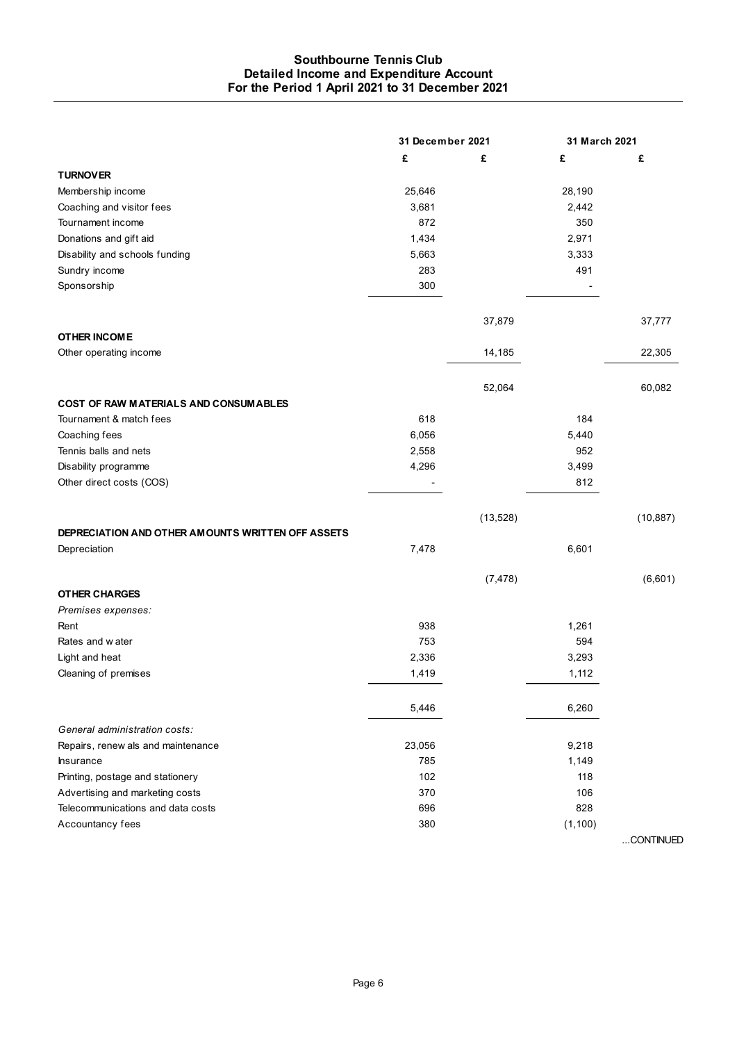# Southbourne Tennis Club
## Detailed Income and Expenditure Account
## For the Period 1 April 2021 to 31 December 2021

| | 31 December 2021 | | 31 March 2021 | |
|---|---|---|---|---|
| | £ | £ | £ | £ |
| **TURNOVER** | | | | |
| Membership income | 25,646 | | 28,190 | |
| Coaching and visitor fees | 3,681 | | 2,442 | |
| Tournament income | 872 | | 350 | |
| Donations and gift aid | 1,434 | | 2,971 | |
| Disability and schools funding | 5,663 | | 3,333 | |
| Sundry income | 283 | | 491 | |
| Sponsorship | 300 | | - | |
| | | 37,879 | | 37,777 |
| **OTHER INCOME** | | | | |
| Other operating income | | 14,185 | | 22,305 |
| | | 52,064 | | 60,082 |
| **COST OF RAW MATERIALS AND CONSUMABLES** | | | | |
| Tournament & match fees | 618 | | 184 | |
| Coaching fees | 6,056 | | 5,440 | |
| Tennis balls and nets | 2,558 | | 952 | |
| Disability programme | 4,296 | | 3,499 | |
| Other direct costs (COS) | - | | 812 | |
| | | (13,528) | | (10,887) |
| **DEPRECIATION AND OTHER AMOUNTS WRITTEN OFF ASSETS** | | | | |
| Depreciation | 7,478 | | 6,601 | |
| | | (7,478) | | (6,601) |
| **OTHER CHARGES** | | | | |
| *Premises expenses:* | | | | |
| Rent | 938 | | 1,261 | |
| Rates and water | 753 | | 594 | |
| Light and heat | 2,336 | | 3,293 | |
| Cleaning of premises | 1,419 | | 1,112 | |
| | 5,446 | | 6,260 | |
| *General administration costs:* | | | | |
| Repairs, renewals and maintenance | 23,056 | | 9,218 | |
| Insurance | 785 | | 1,149 | |
| Printing, postage and stationery | 102 | | 118 | |
| Advertising and marketing costs | 370 | | 106 | |
| Telecommunications and data costs | 696 | | 828 | |
| Accountancy fees | 380 | | (1,100) | |

...CONTINUED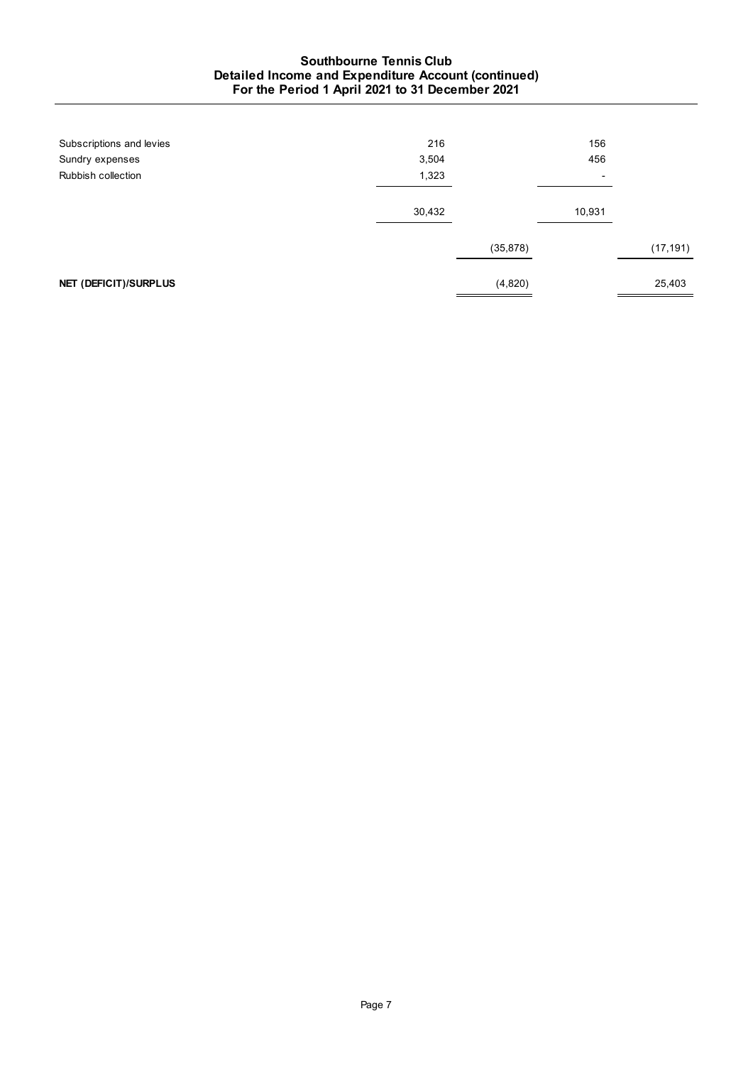# Southbourne Tennis Club
## Detailed Income and Expenditure Account (continued)
## For the Period 1 April 2021 to 31 December 2021

| | | | | |
|---|---|---|---|---|
| Subscriptions and levies | 216 | | 156 | |
| Sundry expenses | 3,504 | | 456 | |
| Rubbish collection | 1,323 | | - | |
| | 30,432 | | 10,931 | |
| | | (35,878) | | (17,191) |
| **NET (DEFICIT)/SURPLUS** | | (4,820) | | 25,403 |